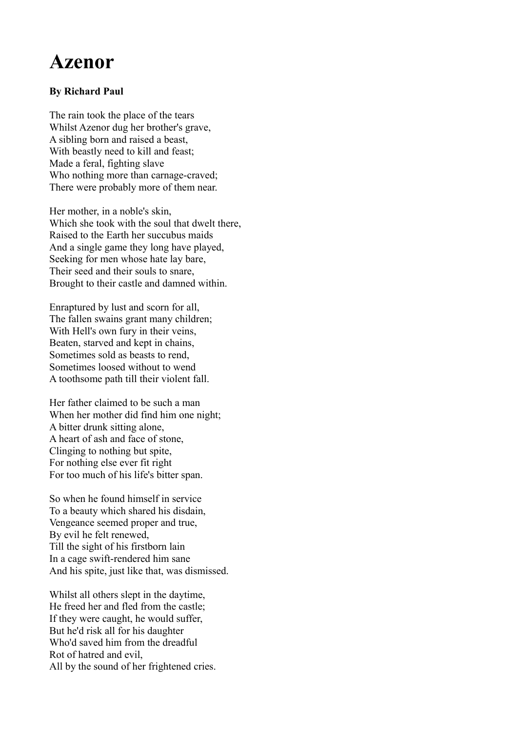# Azenor

**By Richard Paul**

The rain took the place of the tears
Whilst Azenor dug her brother's grave,
A sibling born and raised a beast,
With beastly need to kill and feast;
Made a feral, fighting slave
Who nothing more than carnage-craved;
There were probably more of them near.

Her mother, in a noble's skin,
Which she took with the soul that dwelt there,
Raised to the Earth her succubus maids
And a single game they long have played,
Seeking for men whose hate lay bare,
Their seed and their souls to snare,
Brought to their castle and damned within.

Enraptured by lust and scorn for all,
The fallen swains grant many children;
With Hell's own fury in their veins,
Beaten, starved and kept in chains,
Sometimes sold as beasts to rend,
Sometimes loosed without to wend
A toothsome path till their violent fall.

Her father claimed to be such a man
When her mother did find him one night;
A bitter drunk sitting alone,
A heart of ash and face of stone,
Clinging to nothing but spite,
For nothing else ever fit right
For too much of his life's bitter span.

So when he found himself in service
To a beauty which shared his disdain,
Vengeance seemed proper and true,
By evil he felt renewed,
Till the sight of his firstborn lain
In a cage swift-rendered him sane
And his spite, just like that, was dismissed.

Whilst all others slept in the daytime,
He freed her and fled from the castle;
If they were caught, he would suffer,
But he'd risk all for his daughter
Who'd saved him from the dreadful
Rot of hatred and evil,
All by the sound of her frightened cries.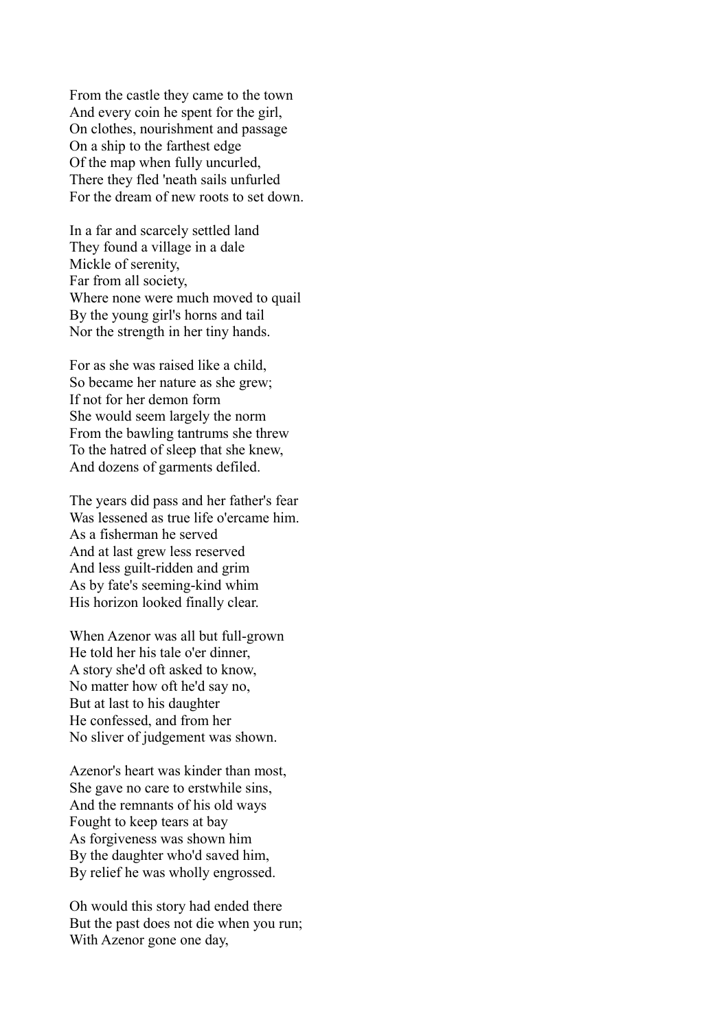From the castle they came to the town
And every coin he spent for the girl,
On clothes, nourishment and passage
On a ship to the farthest edge
Of the map when fully uncurled,
There they fled 'neath sails unfurled
For the dream of new roots to set down.

In a far and scarcely settled land
They found a village in a dale
Mickle of serenity,
Far from all society,
Where none were much moved to quail
By the young girl's horns and tail
Nor the strength in her tiny hands.

For as she was raised like a child,
So became her nature as she grew;
If not for her demon form
She would seem largely the norm
From the bawling tantrums she threw
To the hatred of sleep that she knew,
And dozens of garments defiled.

The years did pass and her father's fear
Was lessened as true life o'ercame him.
As a fisherman he served
And at last grew less reserved
And less guilt-ridden and grim
As by fate's seeming-kind whim
His horizon looked finally clear.

When Azenor was all but full-grown
He told her his tale o'er dinner,
A story she'd oft asked to know,
No matter how oft he'd say no,
But at last to his daughter
He confessed, and from her
No sliver of judgement was shown.

Azenor's heart was kinder than most,
She gave no care to erstwhile sins,
And the remnants of his old ways
Fought to keep tears at bay
As forgiveness was shown him
By the daughter who'd saved him,
By relief he was wholly engrossed.

Oh would this story had ended there
But the past does not die when you run;
With Azenor gone one day,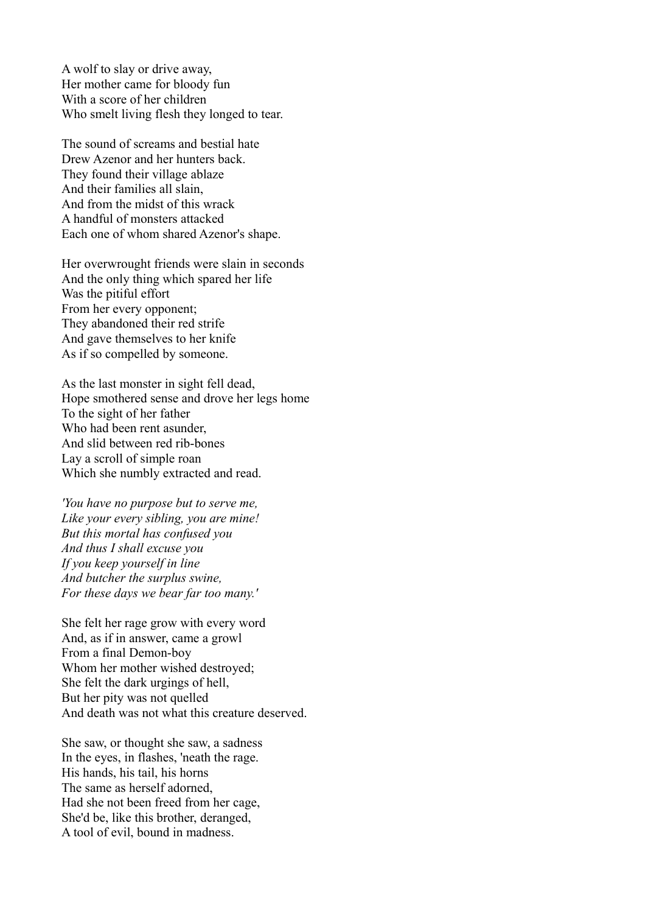A wolf to slay or drive away,
Her mother came for bloody fun
With a score of her children
Who smelt living flesh they longed to tear.

The sound of screams and bestial hate
Drew Azenor and her hunters back.
They found their village ablaze
And their families all slain,
And from the midst of this wrack
A handful of monsters attacked
Each one of whom shared Azenor's shape.

Her overwrought friends were slain in seconds
And the only thing which spared her life
Was the pitiful effort
From her every opponent;
They abandoned their red strife
And gave themselves to her knife
As if so compelled by someone.

As the last monster in sight fell dead,
Hope smothered sense and drove her legs home
To the sight of her father
Who had been rent asunder,
And slid between red rib-bones
Lay a scroll of simple roan
Which she numbly extracted and read.

*'You have no purpose but to serve me,*
*Like your every sibling, you are mine!*
*But this mortal has confused you*
*And thus I shall excuse you*
*If you keep yourself in line*
*And butcher the surplus swine,*
*For these days we bear far too many.'*

She felt her rage grow with every word
And, as if in answer, came a growl
From a final Demon-boy
Whom her mother wished destroyed;
She felt the dark urgings of hell,
But her pity was not quelled
And death was not what this creature deserved.

She saw, or thought she saw, a sadness
In the eyes, in flashes, 'neath the rage.
His hands, his tail, his horns
The same as herself adorned,
Had she not been freed from her cage,
She'd be, like this brother, deranged,
A tool of evil, bound in madness.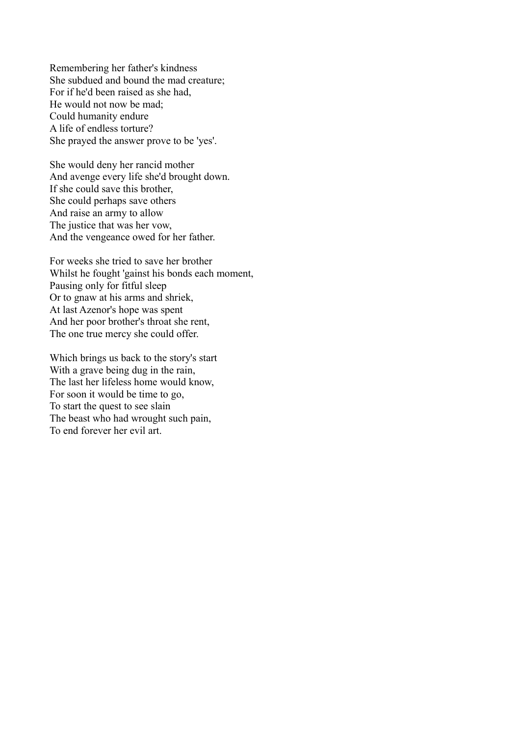Remembering her father's kindness  
She subdued and bound the mad creature;  
For if he'd been raised as she had,  
He would not now be mad;  
Could humanity endure  
A life of endless torture?  
She prayed the answer prove to be 'yes'.

She would deny her rancid mother  
And avenge every life she'd brought down.  
If she could save this brother,  
She could perhaps save others  
And raise an army to allow  
The justice that was her vow,  
And the vengeance owed for her father.

For weeks she tried to save her brother  
Whilst he fought 'gainst his bonds each moment,  
Pausing only for fitful sleep  
Or to gnaw at his arms and shriek,  
At last Azenor's hope was spent  
And her poor brother's throat she rent,  
The one true mercy she could offer.

Which brings us back to the story's start  
With a grave being dug in the rain,  
The last her lifeless home would know,  
For soon it would be time to go,  
To start the quest to see slain  
The beast who had wrought such pain,  
To end forever her evil art.